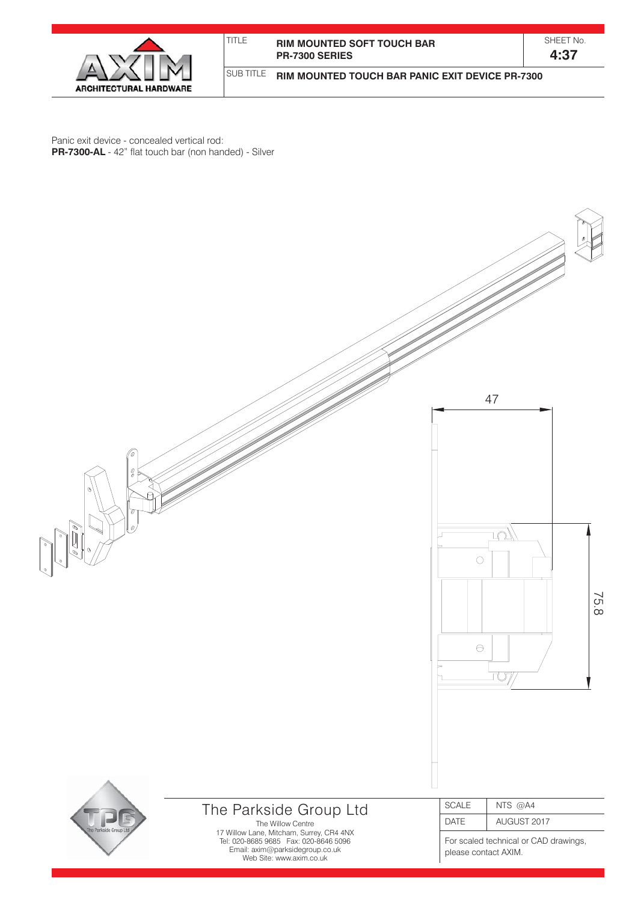AXIM ARCHITECTURAL HARDWARE

| TITLE | RIM MOUNTED SOFT TOUCH BAR PR-7300 SERIES | SHEET No. 4:37 |
|---|---|---|
| SUB TITLE | RIM MOUNTED TOUCH BAR PANIC EXIT DEVICE PR-7300 | |

Panic exit device - concealed vertical rod:
**PR-7300-AL** - 42" flat touch bar (non handed) - Silver

47

75.8

## The Parkside Group Ltd

The Willow Centre
17 Willow Lane, Mitcham, Surrey, CR4 4NX
Tel: 020-8685 9685 Fax: 020-8646 5096
Email: axim@parksidegroup.co.uk
Web Site: www.axim.co.uk

| SCALE | NTS @A4 |
|---|---|
| DATE | AUGUST 2017 |

For scaled technical or CAD drawings, please contact AXIM.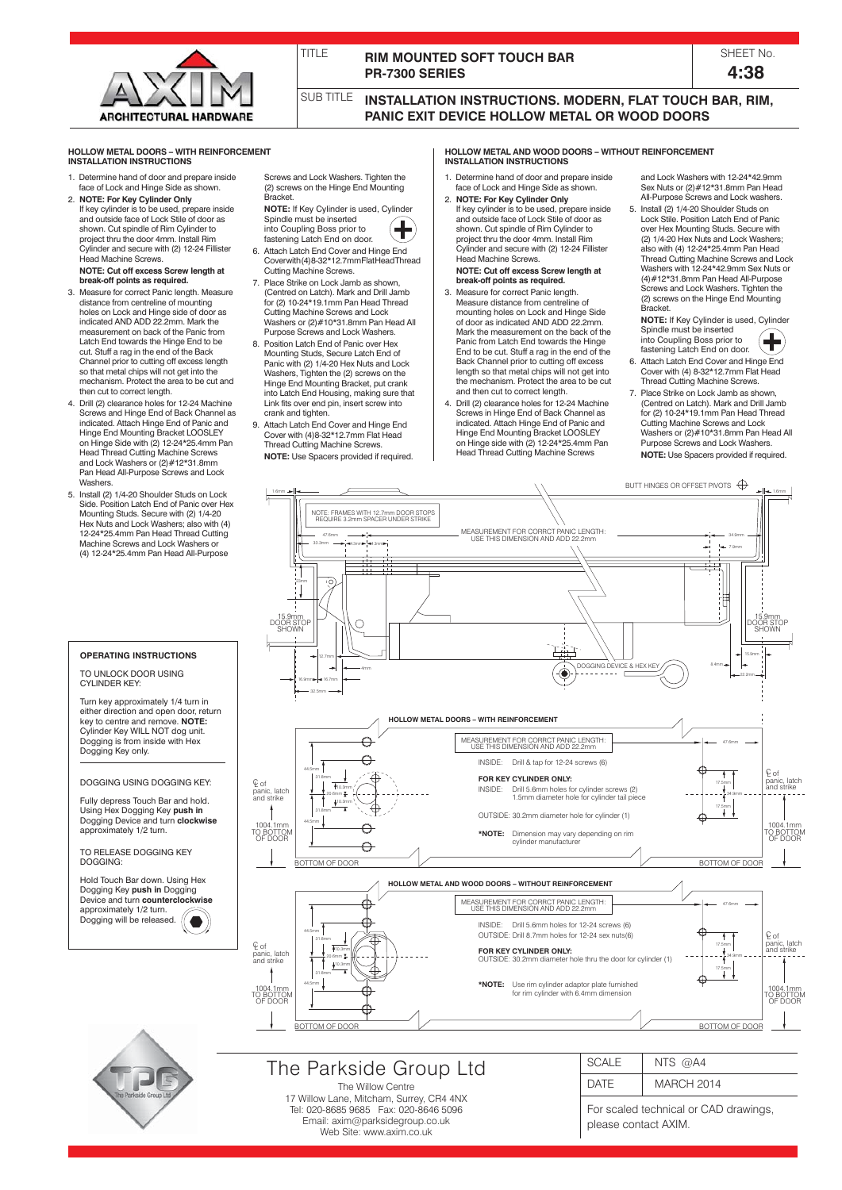TITLE **RIM MOUNTED SOFT TOUCH BAR PR-7300 SERIES**

SHEET No. **4:38**

SUB TITLE **INSTALLATION INSTRUCTIONS. MODERN, FLAT TOUCH BAR, RIM, PANIC EXIT DEVICE HOLLOW METAL OR WOOD DOORS**

## HOLLOW METAL DOORS – WITH REINFORCEMENT INSTALLATION INSTRUCTIONS

1. Determine hand of door and prepare inside face of Lock and Hinge Side as shown.
2. **NOTE: For Key Cylinder Only** If key cylinder is to be used, prepare inside and outside face of Lock Stile of door as shown. Cut spindle of Rim Cylinder to project thru the door 4mm. Install Rim Cylinder and secure with (2) 12-24 Fillister Head Machine Screws.
   **NOTE: Cut off excess Screw length at break-off points as required.**
3. Measure for correct Panic length. Measure distance from centreline of mounting holes on Lock and Hinge side of door as indicated AND ADD 22.2mm. Mark the measurement on back of the Panic from Latch End towards the Hinge End to be cut. Stuff a rag in the end of the Back Channel prior to cutting off excess length so that metal chips will not get into the mechanism. Protect the area to be cut and then cut to correct length.
4. Drill (2) clearance holes for 12-24 Machine Screws and Hinge End of Back Channel as indicated. Attach Hinge End of Panic and Hinge End Mounting Bracket LOOSLEY on Hinge Side with (2) 12-24*25.4mm Pan Head Thread Cutting Machine Screws and Lock Washers or (2)#12*31.8mm Pan Head All-Purpose Screws and Lock Washers.
5. Install (2) 1/4-20 Shoulder Studs on Lock Side. Position Latch End of Panic over Hex Mounting Studs. Secure with (2) 1/4-20 Hex Nuts and Lock Washers; also with (4) 12-24*25.4mm Pan Head Thread Cutting Machine Screws and Lock Washers or (4) 12-24*25.4mm Pan Head All-Purpose Screws and Lock Washers. Tighten the (2) screws on the Hinge End Mounting Bracket.
   **NOTE:** If Key Cylinder is used, Cylinder Spindle must be inserted into Coupling Boss prior to fastening Latch End on door.
6. Attach Latch End Cover and Hinge End Coverwith(4)8-32*12.7mmFlatHeadThread Cutting Machine Screws.
7. Place Strike on Lock Jamb as shown, (Centred on Latch). Mark and Drill Jamb for (2) 10-24*19.1mm Pan Head Thread Cutting Machine Screws and Lock Washers or (2)#10*31.8mm Pan Head All Purpose Screws and Lock Washers.
8. Position Latch End of Panic over Hex Mounting Studs, Secure Latch End of Panic with (2) 1/4-20 Hex Nuts and Lock Washers, Tighten the (2) screws on the Hinge End Mounting Bracket, put crank into Latch End Housing, making sure that Link fits over end pin, insert screw into crank and tighten.
9. Attach Latch End Cover and Hinge End Cover with (4)8-32*12.7mm Flat Head Thread Cutting Machine Screws.
   **NOTE:** Use Spacers provided if required.

## HOLLOW METAL AND WOOD DOORS – WITHOUT REINFORCEMENT INSTALLATION INSTRUCTIONS

1. Determine hand of door and prepare inside face of Lock and Hinge Side as shown.
2. **NOTE: For Key Cylinder Only** If key cylinder is to be used, prepare inside and outside face of Lock Stile of door as shown. Cut spindle of Rim Cylinder to project thru the door 4mm. Install Rim Cylinder and secure with (2) 12-24 Fillister Head Machine Screws.
   **NOTE: Cut off excess Screw length at break-off points as required.**
3. Measure for correct Panic length. Measure distance from centreline of mounting holes on Lock and Hinge Side of door as indicated AND ADD 22.2mm. Mark the measurement on the back of the Panic from Latch End towards the Hinge End to be cut. Stuff a rag in the end of the Back Channel prior to cutting off excess length so that metal chips will not get into the mechanism. Protect the area to be cut and then cut to correct length.
4. Drill (2) clearance holes for 12-24 Machine Screws in Hinge End of Back Channel as indicated. Attach Hinge End of Panic and Hinge End Mounting Bracket LOOSLEY on Hinge side with (2) 12-24*25.4mm Pan Head Thread Cutting Machine Screws and Lock Washers with 12-24*42.9mm Sex Nuts or (2)#12*31.8mm Pan Head All-Purpose Screws and Lock washers.
5. Install (2) 1/4-20 Shoulder Studs on Lock Stile. Position Latch End of Panic over Hex Mounting Studs. Secure with (2) 1/4-20 Hex Nuts and Lock Washers; also with (4) 12-24*25.4mm Pan Head Thread Cutting Machine Screws and Lock Washers with 12-24*42.9mm Sex Nuts or (4)#12*31.8mm Pan Head All-Purpose Screws and Lock Washers. Tighten the (2) screws on the Hinge End Mounting Bracket.
   **NOTE:** If Key Cylinder is used, Cylinder Spindle must be inserted into Coupling Boss prior to fastening Latch End on door.
6. Attach Latch End Cover and Hinge End Cover with (4) 8-32*12.7mm Flat Head Thread Cutting Machine Screws.
7. Place Strike on Lock Jamb as shown, (Centred on Latch). Mark and Drill Jamb for (2) 10-24*19.1mm Pan Head Thread Cutting Machine Screws and Lock Washers or (2)#10*31.8mm Pan Head All Purpose Screws and Lock Washers.
   **NOTE:** Use Spacers provided if required.

## OPERATING INSTRUCTIONS

TO UNLOCK DOOR USING CYLINDER KEY:

Turn key approximately 1/4 turn in either direction and open door, return key to centre and remove. **NOTE:** Cylinder Key WILL NOT dog unit. Dogging is from inside with Hex Dogging Key only.

DOGGING USING DOGGING KEY:

Fully depress Touch Bar and hold. Using Hex Dogging Key **push in** Dogging Device and turn **clockwise** approximately 1/2 turn.

TO RELEASE DOGGING KEY DOGGING:

Hold Touch Bar down. Using Hex Dogging Key **push in** Dogging Device and turn **counterclockwise** approximately 1/2 turn. Dogging will be released.

NOTE: FRAMES WITH 12.7mm DOOR STOPS REQUIRE 3.2mm SPACER UNDER STRIKE

MEASUREMENT FOR CORRCT PANIC LENGTH: USE THIS DIMENSION AND ADD 22.2mm

BUTT HINGES OR OFFSET PIVOTS

15.9mm DOOR STOP SHOWN

DOGGING DEVICE & HEX KEY

### HOLLOW METAL DOORS – WITH REINFORCEMENT

INSIDE: Drill & tap for 12-24 screws (6)

**FOR KEY CYLINDER ONLY:**
INSIDE: Drill 5.6mm holes for cylinder screws (2) 1.5mm diameter hole for cylinder tail piece

OUTSIDE: 30.2mm diameter hole for cylinder (1)

***NOTE:** Dimension may vary depending on rim cylinder manufacturer

℄ of panic, latch and strike — 1004.1mm TO BOTTOM OF DOOR — BOTTOM OF DOOR

### HOLLOW METAL AND WOOD DOORS – WITHOUT REINFORCEMENT

INSIDE: Drill 5.6mm holes for 12-24 screws (6)
OUTSIDE: Drill 8.7mm holes for 12-24 sex nuts(6)

**FOR KEY CYLINDER ONLY:**
OUTSIDE: 30.2mm diameter hole thru the door for cylinder (1)

***NOTE:** Use rim cylinder adaptor plate furnished for rim cylinder with 6.4mm dimension

℄ of panic, latch and strike — 1004.1mm TO BOTTOM OF DOOR — BOTTOM OF DOOR

The Parkside Group Ltd
The Willow Centre
17 Willow Lane, Mitcham, Surrey, CR4 4NX
Tel: 020-8685 9685 Fax: 020-8646 5096
Email: axim@parksidegroup.co.uk
Web Site: www.axim.co.uk

| SCALE | NTS @A4 |
|---|---|
| DATE | MARCH 2014 |

For scaled technical or CAD drawings, please contact AXIM.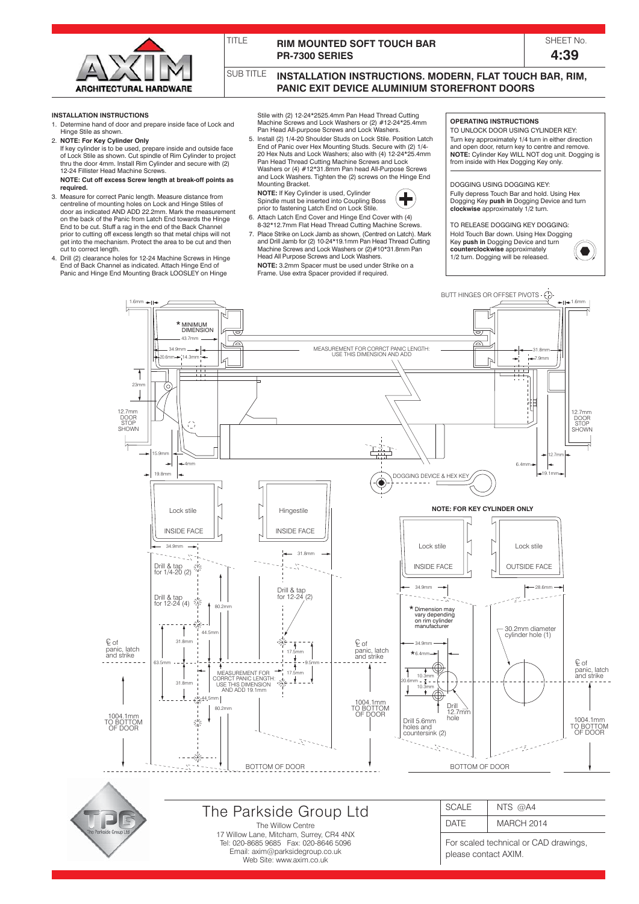# RIM MOUNTED SOFT TOUCH BAR PR-7300 SERIES

SHEET No. **4:39**

## INSTALLATION INSTRUCTIONS. MODERN, FLAT TOUCH BAR, RIM, PANIC EXIT DEVICE ALUMINIUM STOREFRONT DOORS

### INSTALLATION INSTRUCTIONS

1. Determine hand of door and prepare inside face of Lock and Hinge Stile as shown.
2. **NOTE: For Key Cylinder Only**
   If key cylinder is to be used, prepare inside and outside face of Lock Stile as shown. Cut spindle of Rim Cylinder to project thru the door 4mm. Install Rim Cylinder and secure with (2) 12-24 Fillister Head Machine Screws.
   **NOTE: Cut off excess Screw length at break-off points as required.**
3. Measure for correct Panic length. Measure distance from centreline of mounting holes on Lock and Hinge Stiles of door as indicated AND ADD 22.2mm. Mark the measurement on the back of the Panic from Latch End towards the Hinge End to be cut. Stuff a rag in the end of the Back Channel prior to cutting off excess length so that metal chips will not get into the mechanism. Protect the area to be cut and then cut to correct length.
4. Drill (2) clearance holes for 12-24 Machine Screws in Hinge End of Back Channel as indicated. Attach Hinge End of Panic and Hinge End Mounting Brack LOOSLEY on Hinge Stile with (2) 12-24*2525.4mm Pan Head Thread Cutting Machine Screws and Lock Washers or (2) #12-24*25.4mm Pan Head All-purpose Screws and Lock Washers.
5. Install (2) 1/4-20 Shoulder Studs on Lock Stile. Position Latch End of Panic over Hex Mounting Studs. Secure with (2) 1/4-20 Hex Nuts and Lock Washers; also with (4) 12-24*25.4mm Pan Head Thread Cutting Machine Screws and Lock Washers or (4) #12*31.8mm Pan head All-Purpose Screws and Lock Washers. Tighten the (2) screws on the Hinge End Mounting Bracket.
   **NOTE:** If Key Cylinder is used, Cylinder Spindle must be inserted into Coupling Boss prior to fastening Latch End on Lock Stile.
6. Attach Latch End Cover and Hinge End Cover with (4) 8-32*12.7mm Flat Head Thread Cutting Machine Screws.
7. Place Strike on Lock Jamb as shown, (Centred on Latch). Mark and Drill Jamb for (2) 10-24*19.1mm Pan Head Thread Cutting Machine Screws and Lock Washers or (2)#10*31.8mm Pan Head All Purpose Screws and Lock Washers.
   **NOTE:** 3.2mm Spacer must be used under Strike on a Frame. Use extra Spacer provided if required.

### OPERATING INSTRUCTIONS

TO UNLOCK DOOR USING CYLINDER KEY:
Turn key approximately 1/4 turn in either direction and open door, return key to centre and remove. **NOTE:** Cylinder Key WILL NOT dog unit. Dogging is from inside with Hex Dogging Key only.

DOGGING USING DOGGING KEY:
Fully depress Touch Bar and hold. Using Hex Dogging Key **push in** Dogging Device and turn **clockwise** approximately 1/2 turn.

TO RELEASE DOGGING KEY DOGGING:
Hold Touch Bar down. Using Hex Dogging Key **push in** Dogging Device and turn **counterclockwise** approximately 1/2 turn. Dogging will be released.

BUTT HINGES OR OFFSET PIVOTS · 1.6mm · * MINIMUM DIMENSION · 43.7mm · 34.9mm · 20.6mm · 14.3mm · MEASUREMENT FOR CORRCT PANIC LENGTH: USE THIS DIMENSION AND ADD · 31.8mm · 7.9mm · 23mm · 12.7mm DOOR STOP SHOWN · 15.9mm · 4mm · 19.8mm · 12.7mm · 6.4mm · 19.1mm · DOGGING DEVICE & HEX KEY

Lock stile INSIDE FACE · Hingestile INSIDE FACE · 34.9mm · 31.8mm · Drill & tap for 1/4-20 (2) · Drill & tap for 12-24 (4) · Drill & tap for 12-24 (2) · 80.2mm · 44.5mm · 31.8mm · 63.5mm · 17.5mm · 9.5mm · MEASUREMENT FOR CORRCT PANIC LENGTH: USE THIS DIMENSION AND ADD 19.1mm · ℄ of panic, latch and strike · 1004.1mm TO BOTTOM OF DOOR · BOTTOM OF DOOR

**NOTE: FOR KEY CYLINDER ONLY**

Lock stile INSIDE FACE · Lock stile OUTSIDE FACE · 34.9mm · 28.6mm · * Dimension may vary depending on rim cylinder manufacturer · 30.2mm diameter cylinder hole (1) · 34.9mm · *6.4mm · 10.3mm · 20.6mm · Drill 12.7mm hole · Drill 5.6mm holes and countersink (2) · ℄ of panic, latch and strike · 1004.1mm TO BOTTOM OF DOOR · BOTTOM OF DOOR

## The Parkside Group Ltd

The Willow Centre
17 Willow Lane, Mitcham, Surrey, CR4 4NX
Tel: 020-8685 9685 Fax: 020-8646 5096
Email: axim@parksidegroup.co.uk
Web Site: www.axim.co.uk

| SCALE | NTS @A4 |
|---|---|
| DATE | MARCH 2014 |

For scaled technical or CAD drawings, please contact AXIM.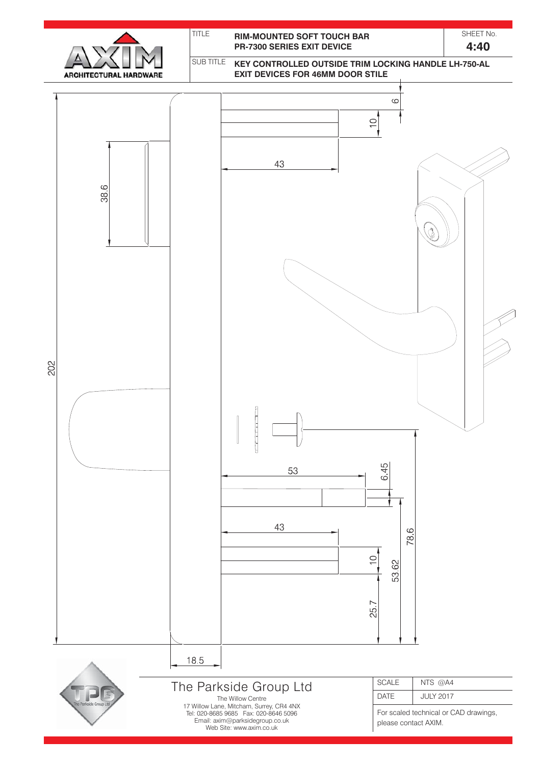**AXIM** ARCHITECTURAL HARDWARE

| TITLE | RIM-MOUNTED SOFT TOUCH BAR PR-7300 SERIES EXIT DEVICE | SHEET No. 4:40 |
|---|---|---|
| SUB TITLE | KEY CONTROLLED OUTSIDE TRIM LOCKING HANDLE LH-750-AL EXIT DEVICES FOR 46MM DOOR STILE | |

6

10

43

38.6

202

53

6.45

43

78.6

10

53.62

25.7

18.5

**The Parkside Group Ltd**

The Willow Centre
17 Willow Lane, Mitcham, Surrey, CR4 4NX
Tel: 020-8685 9685 Fax: 020-8646 5096
Email: axim@parksidegroup.co.uk
Web Site: www.axim.co.uk

| SCALE | NTS @A4 |
|---|---|
| DATE | JULY 2017 |

For scaled technical or CAD drawings, please contact AXIM.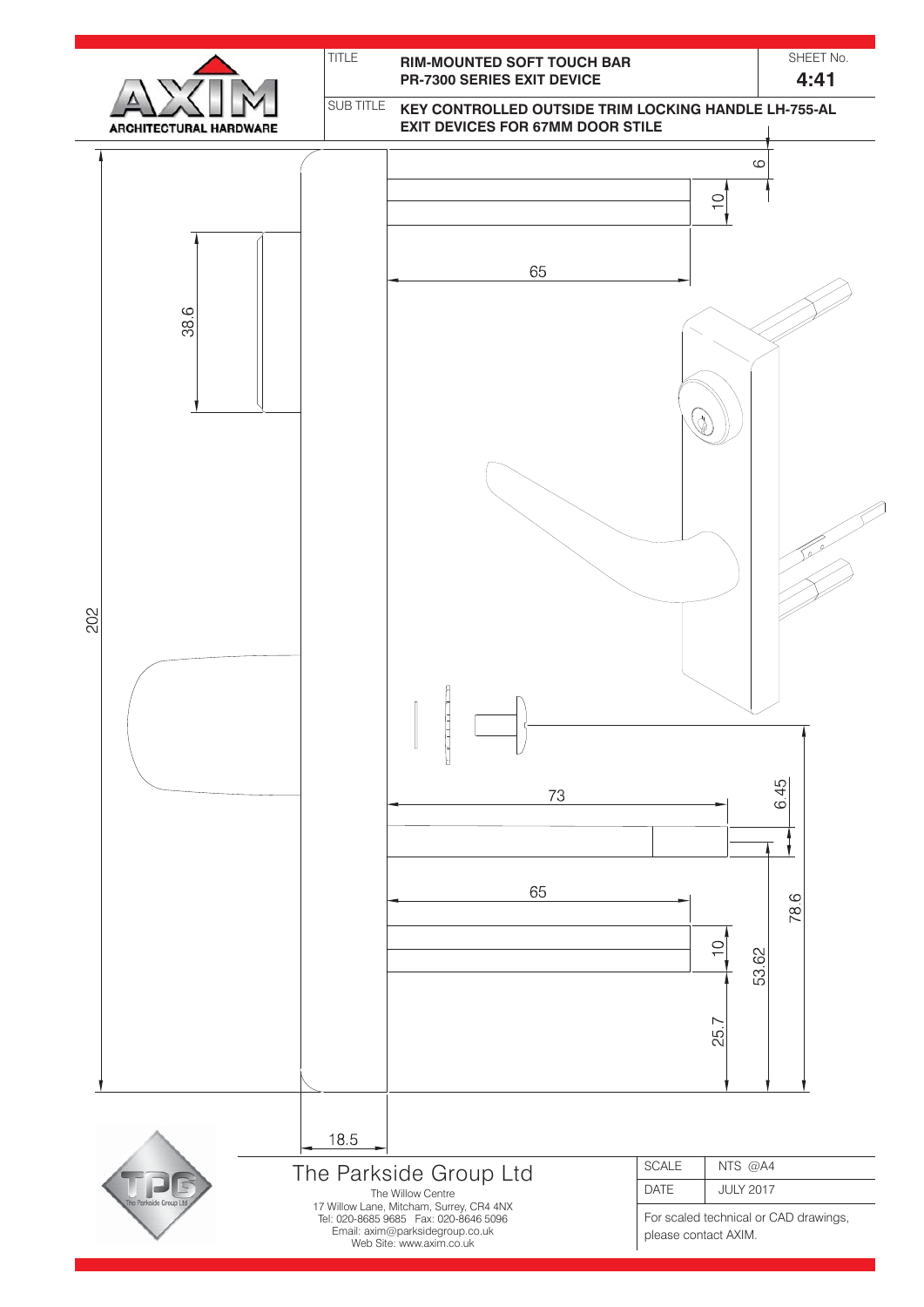AXIM

ARCHITECTURAL HARDWARE

| | |
|---|---|
| TITLE | **RIM-MOUNTED SOFT TOUCH BAR PR-7300 SERIES EXIT DEVICE** |
| SUB TITLE | **KEY CONTROLLED OUTSIDE TRIM LOCKING HANDLE LH-755-AL EXIT DEVICES FOR 67MM DOOR STILE** |

SHEET No.
**4:41**

6

10

65

38.6

202

73

6.45

65

78.6

10

53.62

25.7

18.5

The Parkside Group Ltd

The Willow Centre
17 Willow Lane, Mitcham, Surrey, CR4 4NX
Tel: 020-8685 9685 Fax: 020-8646 5096
Email: axim@parksidegroup.co.uk
Web Site: www.axim.co.uk

| | |
|---|---|
| SCALE | NTS @A4 |
| DATE | JULY 2017 |

For scaled technical or CAD drawings, please contact AXIM.